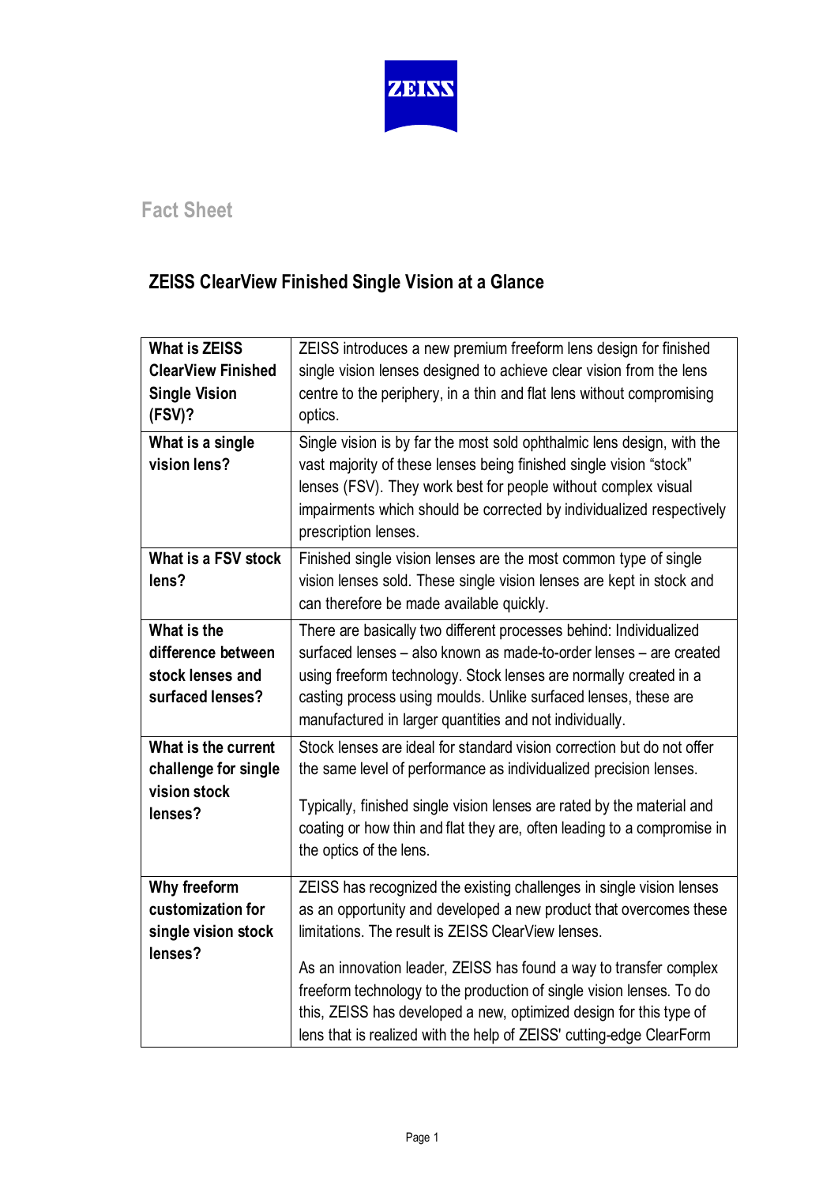Fact Sheet

## ZEISS ClearView Finished Single Vision at a Glance

| | |
|---|---|
| **What is ZEISS ClearView Finished Single Vision (FSV)?** | ZEISS introduces a new premium freeform lens design for finished single vision lenses designed to achieve clear vision from the lens centre to the periphery, in a thin and flat lens without compromising optics. |
| **What is a single vision lens?** | Single vision is by far the most sold ophthalmic lens design, with the vast majority of these lenses being finished single vision "stock" lenses (FSV). They work best for people without complex visual impairments which should be corrected by individualized respectively prescription lenses. |
| **What is a FSV stock lens?** | Finished single vision lenses are the most common type of single vision lenses sold. These single vision lenses are kept in stock and can therefore be made available quickly. |
| **What is the difference between stock lenses and surfaced lenses?** | There are basically two different processes behind: Individualized surfaced lenses – also known as made-to-order lenses – are created using freeform technology. Stock lenses are normally created in a casting process using moulds. Unlike surfaced lenses, these are manufactured in larger quantities and not individually. |
| **What is the current challenge for single vision stock lenses?** | Stock lenses are ideal for standard vision correction but do not offer the same level of performance as individualized precision lenses.<br><br>Typically, finished single vision lenses are rated by the material and coating or how thin and flat they are, often leading to a compromise in the optics of the lens. |
| **Why freeform customization for single vision stock lenses?** | ZEISS has recognized the existing challenges in single vision lenses as an opportunity and developed a new product that overcomes these limitations. The result is ZEISS ClearView lenses.<br><br>As an innovation leader, ZEISS has found a way to transfer complex freeform technology to the production of single vision lenses. To do this, ZEISS has developed a new, optimized design for this type of lens that is realized with the help of ZEISS' cutting-edge ClearForm |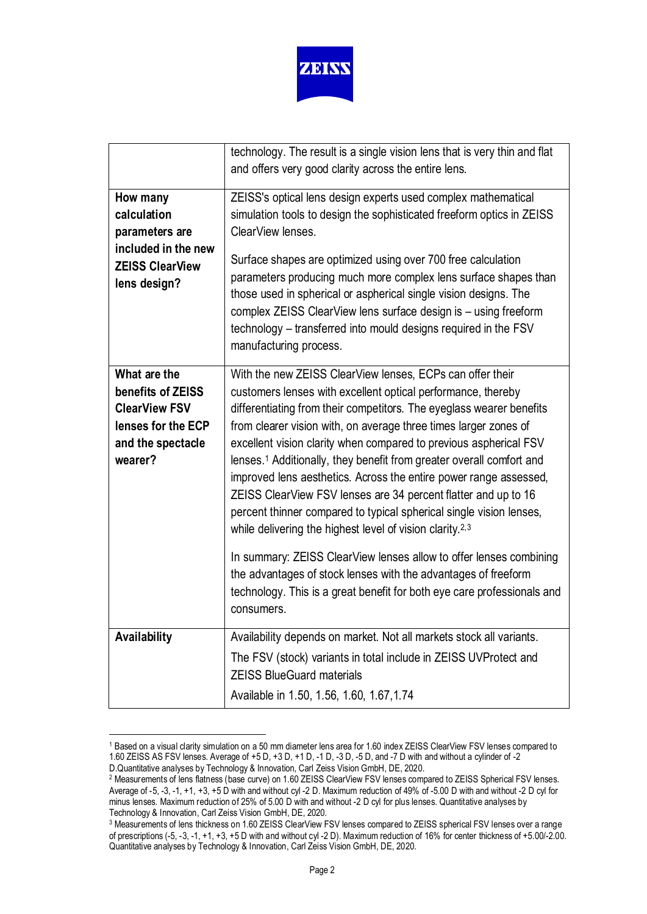| | |
|---|---|
| | technology. The result is a single vision lens that is very thin and flat and offers very good clarity across the entire lens. |
| **How many calculation parameters are included in the new ZEISS ClearView lens design?** | ZEISS's optical lens design experts used complex mathematical simulation tools to design the sophisticated freeform optics in ZEISS ClearView lenses.<br><br>Surface shapes are optimized using over 700 free calculation parameters producing much more complex lens surface shapes than those used in spherical or aspherical single vision designs. The complex ZEISS ClearView lens surface design is – using freeform technology – transferred into mould designs required in the FSV manufacturing process. |
| **What are the benefits of ZEISS ClearView FSV lenses for the ECP and the spectacle wearer?** | With the new ZEISS ClearView lenses, ECPs can offer their customers lenses with excellent optical performance, thereby differentiating from their competitors. The eyeglass wearer benefits from clearer vision with, on average three times larger zones of excellent vision clarity when compared to previous aspherical FSV lenses.[1] Additionally, they benefit from greater overall comfort and improved lens aesthetics. Across the entire power range assessed, ZEISS ClearView FSV lenses are 34 percent flatter and up to 16 percent thinner compared to typical spherical single vision lenses, while delivering the highest level of vision clarity.[2,3]<br><br>In summary: ZEISS ClearView lenses allow to offer lenses combining the advantages of stock lenses with the advantages of freeform technology. This is a great benefit for both eye care professionals and consumers. |
| **Availability** | Availability depends on market. Not all markets stock all variants.<br><br>The FSV (stock) variants in total include in ZEISS UVProtect and ZEISS BlueGuard materials<br><br>Available in 1.50, 1.56, 1.60, 1.67,1.74 |

[1] Based on a visual clarity simulation on a 50 mm diameter lens area for 1.60 index ZEISS ClearView FSV lenses compared to 1.60 ZEISS AS FSV lenses. Average of +5 D, +3 D, +1 D, -1 D, -3 D, -5 D, and -7 D with and without a cylinder of -2 D.Quantitative analyses by Technology & Innovation, Carl Zeiss Vision GmbH, DE, 2020.

[2] Measurements of lens flatness (base curve) on 1.60 ZEISS ClearView FSV lenses compared to ZEISS Spherical FSV lenses. Average of -5, -3, -1, +1, +3, +5 D with and without cyl -2 D. Maximum reduction of 49% of -5.00 D with and without -2 D cyl for minus lenses. Maximum reduction of 25% of 5.00 D with and without -2 D cyl for plus lenses. Quantitative analyses by Technology & Innovation, Carl Zeiss Vision GmbH, DE, 2020.

[3] Measurements of lens thickness on 1.60 ZEISS ClearView FSV lenses compared to ZEISS spherical FSV lenses over a range of prescriptions (-5, -3, -1, +1, +3, +5 D with and without cyl -2 D). Maximum reduction of 16% for center thickness of +5.00/-2.00. Quantitative analyses by Technology & Innovation, Carl Zeiss Vision GmbH, DE, 2020.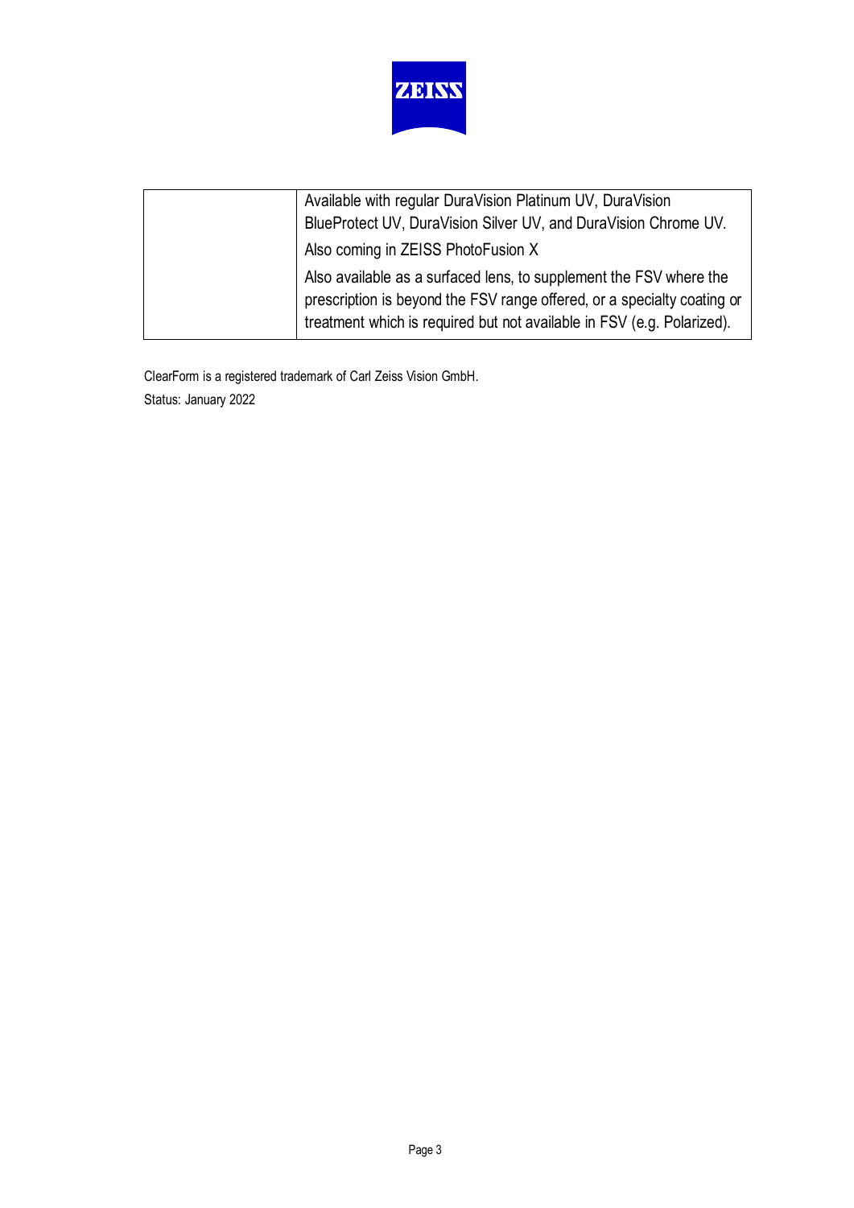| | |
|---|---|
| | Available with regular DuraVision Platinum UV, DuraVision BlueProtect UV, DuraVision Silver UV, and DuraVision Chrome UV.<br>Also coming in ZEISS PhotoFusion X<br>Also available as a surfaced lens, to supplement the FSV where the prescription is beyond the FSV range offered, or a specialty coating or treatment which is required but not available in FSV (e.g. Polarized). |

ClearForm is a registered trademark of Carl Zeiss Vision GmbH.

Status: January 2022